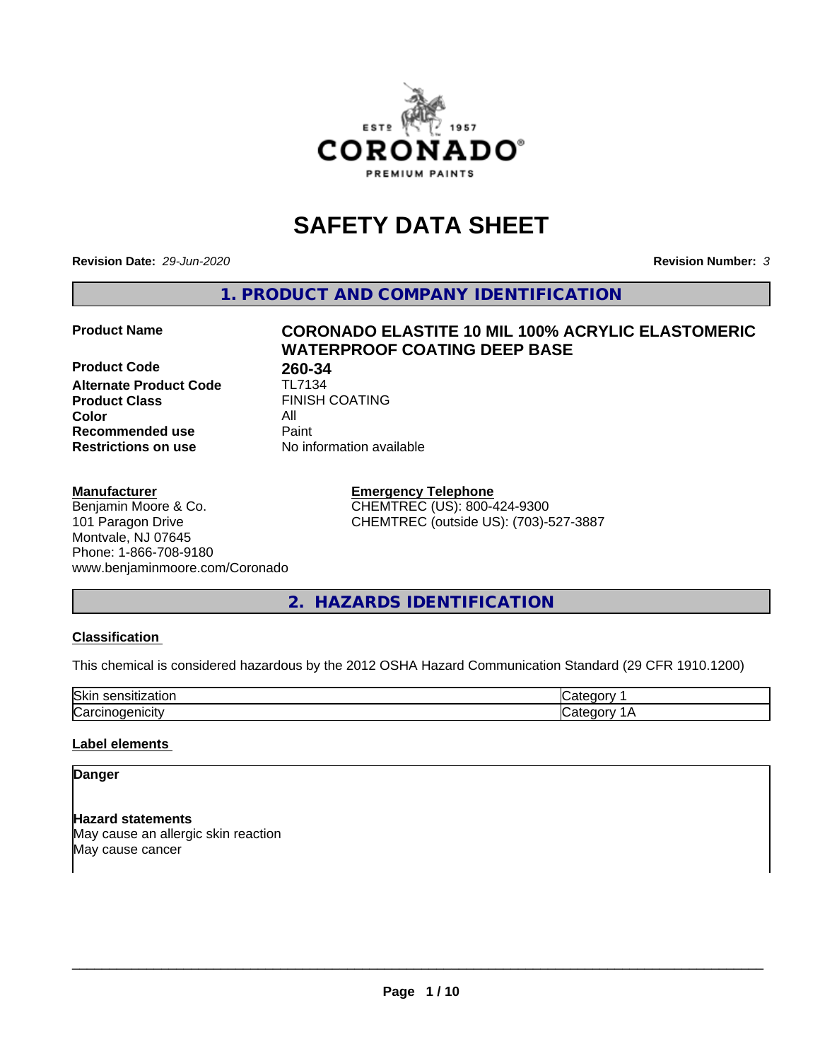# SAFETY DATA SHEET

**Revision Date:** *29-Jun-2020* **Revision Number:** *3*

## 1. PRODUCT AND COMPANY IDENTIFICATION

| | |
|---|---|
| **Product Name** | **CORONADO ELASTITE 10 MIL 100% ACRYLIC ELASTOMERIC WATERPROOF COATING DEEP BASE** |
| **Product Code** | **260-34** |
| **Alternate Product Code** | TL7134 |
| **Product Class** | FINISH COATING |
| **Color** | All |
| **Recommended use** | Paint |
| **Restrictions on use** | No information available |

**Manufacturer**
Benjamin Moore & Co.
101 Paragon Drive
Montvale, NJ 07645
Phone: 1-866-708-9180
www.benjaminmoore.com/Coronado

**Emergency Telephone**
CHEMTREC (US): 800-424-9300
CHEMTREC (outside US): (703)-527-3887

## 2. HAZARDS IDENTIFICATION

### Classification

This chemical is considered hazardous by the 2012 OSHA Hazard Communication Standard (29 CFR 1910.1200)

| | |
|---|---|
| Skin sensitization | Category 1 |
| Carcinogenicity | Category 1A |

### Label elements

**Danger**

**Hazard statements**
May cause an allergic skin reaction
May cause cancer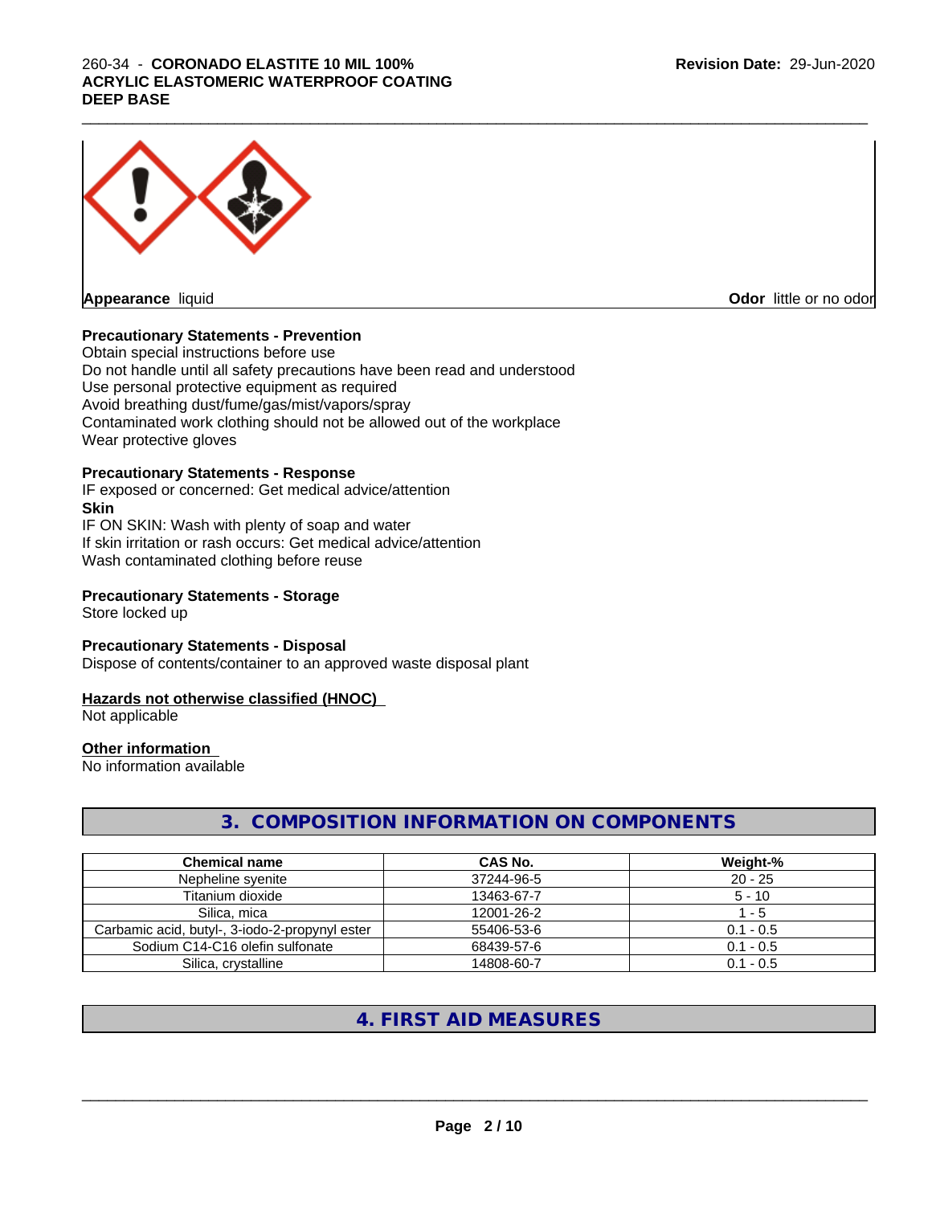**Appearance** liquid

**Odor** little or no odor

**Precautionary Statements - Prevention**

Obtain special instructions before use
Do not handle until all safety precautions have been read and understood
Use personal protective equipment as required
Avoid breathing dust/fume/gas/mist/vapors/spray
Contaminated work clothing should not be allowed out of the workplace
Wear protective gloves

**Precautionary Statements - Response**

IF exposed or concerned: Get medical advice/attention

**Skin**

IF ON SKIN: Wash with plenty of soap and water
If skin irritation or rash occurs: Get medical advice/attention
Wash contaminated clothing before reuse

**Precautionary Statements - Storage**

Store locked up

**Precautionary Statements - Disposal**

Dispose of contents/container to an approved waste disposal plant

**Hazards not otherwise classified (HNOC)**

Not applicable

**Other information**

No information available

## 3. COMPOSITION INFORMATION ON COMPONENTS

| Chemical name | CAS No. | Weight-% |
|---|---|---|
| Nepheline syenite | 37244-96-5 | 20 - 25 |
| Titanium dioxide | 13463-67-7 | 5 - 10 |
| Silica, mica | 12001-26-2 | 1 - 5 |
| Carbamic acid, butyl-, 3-iodo-2-propynyl ester | 55406-53-6 | 0.1 - 0.5 |
| Sodium C14-C16 olefin sulfonate | 68439-57-6 | 0.1 - 0.5 |
| Silica, crystalline | 14808-60-7 | 0.1 - 0.5 |

## 4. FIRST AID MEASURES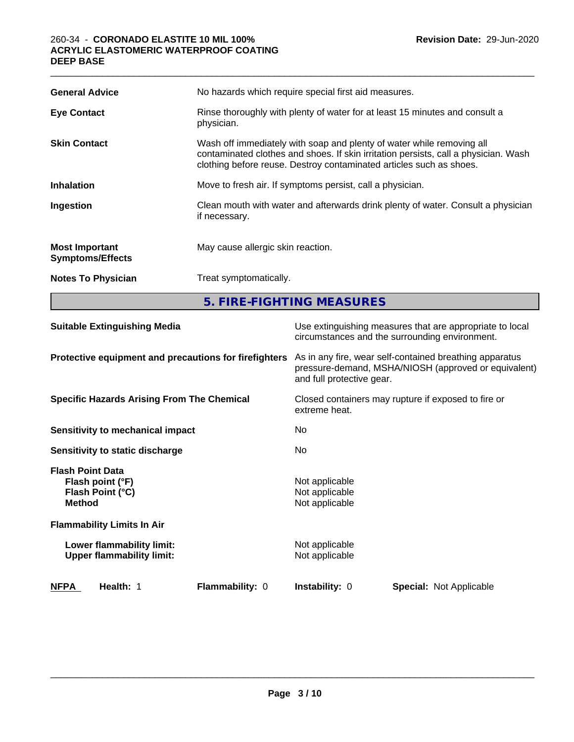| | |
|---|---|
| **General Advice** | No hazards which require special first aid measures. |
| **Eye Contact** | Rinse thoroughly with plenty of water for at least 15 minutes and consult a physician. |
| **Skin Contact** | Wash off immediately with soap and plenty of water while removing all contaminated clothes and shoes. If skin irritation persists, call a physician. Wash clothing before reuse. Destroy contaminated articles such as shoes. |
| **Inhalation** | Move to fresh air. If symptoms persist, call a physician. |
| **Ingestion** | Clean mouth with water and afterwards drink plenty of water. Consult a physician if necessary. |
| **Most Important Symptoms/Effects** | May cause allergic skin reaction. |
| **Notes To Physician** | Treat symptomatically. |

## 5. FIRE-FIGHTING MEASURES

| | |
|---|---|
| **Suitable Extinguishing Media** | Use extinguishing measures that are appropriate to local circumstances and the surrounding environment. |
| **Protective equipment and precautions for firefighters** | As in any fire, wear self-contained breathing apparatus pressure-demand, MSHA/NIOSH (approved or equivalent) and full protective gear. |
| **Specific Hazards Arising From The Chemical** | Closed containers may rupture if exposed to fire or extreme heat. |
| **Sensitivity to mechanical impact** | No |
| **Sensitivity to static discharge** | No |

**Flash Point Data**

| | |
|---|---|
| **Flash point (°F)** | Not applicable |
| **Flash Point (°C)** | Not applicable |
| **Method** | Not applicable |

**Flammability Limits In Air**

| | |
|---|---|
| **Lower flammability limit:** | Not applicable |
| **Upper flammability limit:** | Not applicable |

| **NFPA** | **Health:** 1 | **Flammability:** 0 | **Instability:** 0 | **Special:** Not Applicable |
|---|---|---|---|---|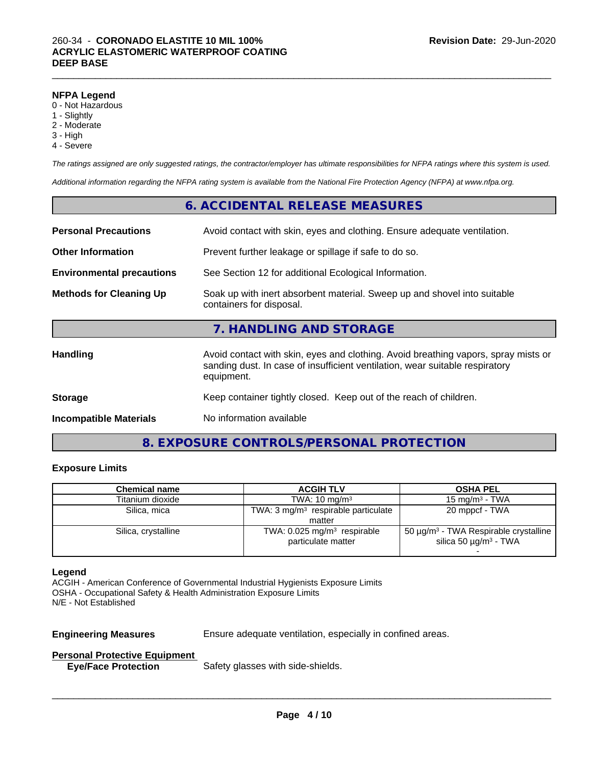**NFPA Legend**

- 0 - Not Hazardous
- 1 - Slightly
- 2 - Moderate
- 3 - High
- 4 - Severe

*The ratings assigned are only suggested ratings, the contractor/employer has ultimate responsibilities for NFPA ratings where this system is used.*

*Additional information regarding the NFPA rating system is available from the National Fire Protection Agency (NFPA) at www.nfpa.org.*

## 6. ACCIDENTAL RELEASE MEASURES

**Personal Precautions** Avoid contact with skin, eyes and clothing. Ensure adequate ventilation.

**Other Information** Prevent further leakage or spillage if safe to do so.

**Environmental precautions** See Section 12 for additional Ecological Information.

**Methods for Cleaning Up** Soak up with inert absorbent material. Sweep up and shovel into suitable containers for disposal.

## 7. HANDLING AND STORAGE

**Handling** Avoid contact with skin, eyes and clothing. Avoid breathing vapors, spray mists or sanding dust. In case of insufficient ventilation, wear suitable respiratory equipment.

**Storage** Keep container tightly closed. Keep out of the reach of children.

**Incompatible Materials** No information available

## 8. EXPOSURE CONTROLS/PERSONAL PROTECTION

### Exposure Limits

| Chemical name | ACGIH TLV | OSHA PEL |
|---|---|---|
| Titanium dioxide | TWA: 10 mg/m³ | 15 mg/m³ - TWA |
| Silica, mica | TWA: 3 mg/m³ respirable particulate matter | 20 mppcf - TWA |
| Silica, crystalline | TWA: 0.025 mg/m³ respirable particulate matter | 50 µg/m³ - TWA Respirable crystalline silica 50 µg/m³ - TWA - |

**Legend**

ACGIH - American Conference of Governmental Industrial Hygienists Exposure Limits
OSHA - Occupational Safety & Health Administration Exposure Limits
N/E - Not Established

**Engineering Measures** Ensure adequate ventilation, especially in confined areas.

**Personal Protective Equipment**

**Eye/Face Protection** Safety glasses with side-shields.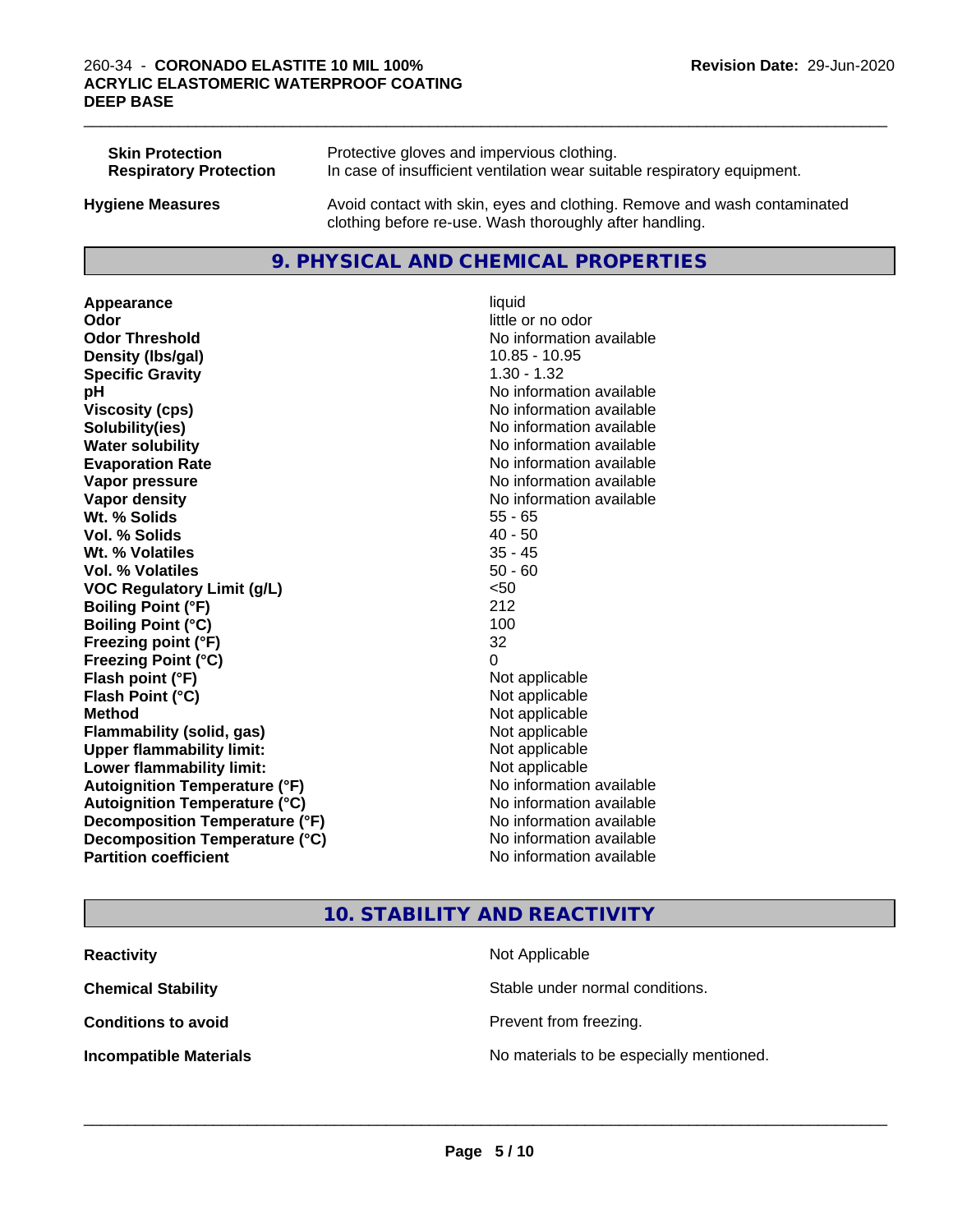| | |
|---|---|
| **Skin Protection** | Protective gloves and impervious clothing. |
| **Respiratory Protection** | In case of insufficient ventilation wear suitable respiratory equipment. |
| **Hygiene Measures** | Avoid contact with skin, eyes and clothing. Remove and wash contaminated clothing before re-use. Wash thoroughly after handling. |

## 9. PHYSICAL AND CHEMICAL PROPERTIES

| | |
|---|---|
| **Appearance** | liquid |
| **Odor** | little or no odor |
| **Odor Threshold** | No information available |
| **Density (lbs/gal)** | 10.85 - 10.95 |
| **Specific Gravity** | 1.30 - 1.32 |
| **pH** | No information available |
| **Viscosity (cps)** | No information available |
| **Solubility(ies)** | No information available |
| **Water solubility** | No information available |
| **Evaporation Rate** | No information available |
| **Vapor pressure** | No information available |
| **Vapor density** | No information available |
| **Wt. % Solids** | 55 - 65 |
| **Vol. % Solids** | 40 - 50 |
| **Wt. % Volatiles** | 35 - 45 |
| **Vol. % Volatiles** | 50 - 60 |
| **VOC Regulatory Limit (g/L)** | <50 |
| **Boiling Point (°F)** | 212 |
| **Boiling Point (°C)** | 100 |
| **Freezing point (°F)** | 32 |
| **Freezing Point (°C)** | 0 |
| **Flash point (°F)** | Not applicable |
| **Flash Point (°C)** | Not applicable |
| **Method** | Not applicable |
| **Flammability (solid, gas)** | Not applicable |
| **Upper flammability limit:** | Not applicable |
| **Lower flammability limit:** | Not applicable |
| **Autoignition Temperature (°F)** | No information available |
| **Autoignition Temperature (°C)** | No information available |
| **Decomposition Temperature (°F)** | No information available |
| **Decomposition Temperature (°C)** | No information available |
| **Partition coefficient** | No information available |

## 10. STABILITY AND REACTIVITY

| | |
|---|---|
| **Reactivity** | Not Applicable |
| **Chemical Stability** | Stable under normal conditions. |
| **Conditions to avoid** | Prevent from freezing. |
| **Incompatible Materials** | No materials to be especially mentioned. |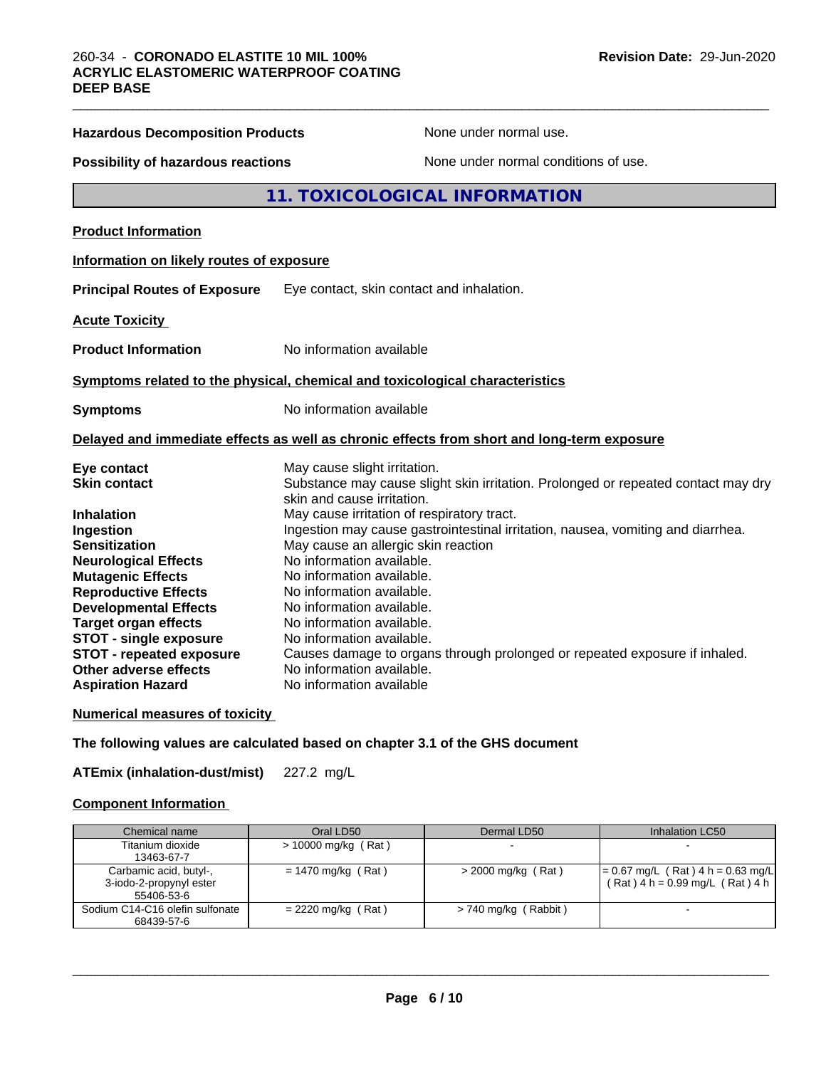**Hazardous Decomposition Products** None under normal use.

**Possibility of hazardous reactions** None under normal conditions of use.

## 11. TOXICOLOGICAL INFORMATION

**Product Information**

**Information on likely routes of exposure**

**Principal Routes of Exposure** Eye contact, skin contact and inhalation.

**Acute Toxicity**

**Product Information** No information available

**Symptoms related to the physical, chemical and toxicological characteristics**

**Symptoms** No information available

**Delayed and immediate effects as well as chronic effects from short and long-term exposure**

**Eye contact** May cause slight irritation.
**Skin contact** Substance may cause slight skin irritation. Prolonged or repeated contact may dry skin and cause irritation.
**Inhalation** May cause irritation of respiratory tract.
**Ingestion** Ingestion may cause gastrointestinal irritation, nausea, vomiting and diarrhea.
**Sensitization** May cause an allergic skin reaction
**Neurological Effects** No information available.
**Mutagenic Effects** No information available.
**Reproductive Effects** No information available.
**Developmental Effects** No information available.
**Target organ effects** No information available.
**STOT - single exposure** No information available.
**STOT - repeated exposure** Causes damage to organs through prolonged or repeated exposure if inhaled.
**Other adverse effects** No information available.
**Aspiration Hazard** No information available

**Numerical measures of toxicity**

**The following values are calculated based on chapter 3.1 of the GHS document**

**ATEmix (inhalation-dust/mist)** 227.2 mg/L

**Component Information**

| Chemical name | Oral LD50 | Dermal LD50 | Inhalation LC50 |
|---|---|---|---|
| Titanium dioxide 13463-67-7 | > 10000 mg/kg ( Rat ) | - | - |
| Carbamic acid, butyl-, 3-iodo-2-propynyl ester 55406-53-6 | = 1470 mg/kg ( Rat ) | > 2000 mg/kg ( Rat ) | = 0.67 mg/L ( Rat ) 4 h = 0.63 mg/L ( Rat ) 4 h = 0.99 mg/L ( Rat ) 4 h |
| Sodium C14-C16 olefin sulfonate 68439-57-6 | = 2220 mg/kg ( Rat ) | > 740 mg/kg ( Rabbit ) | - |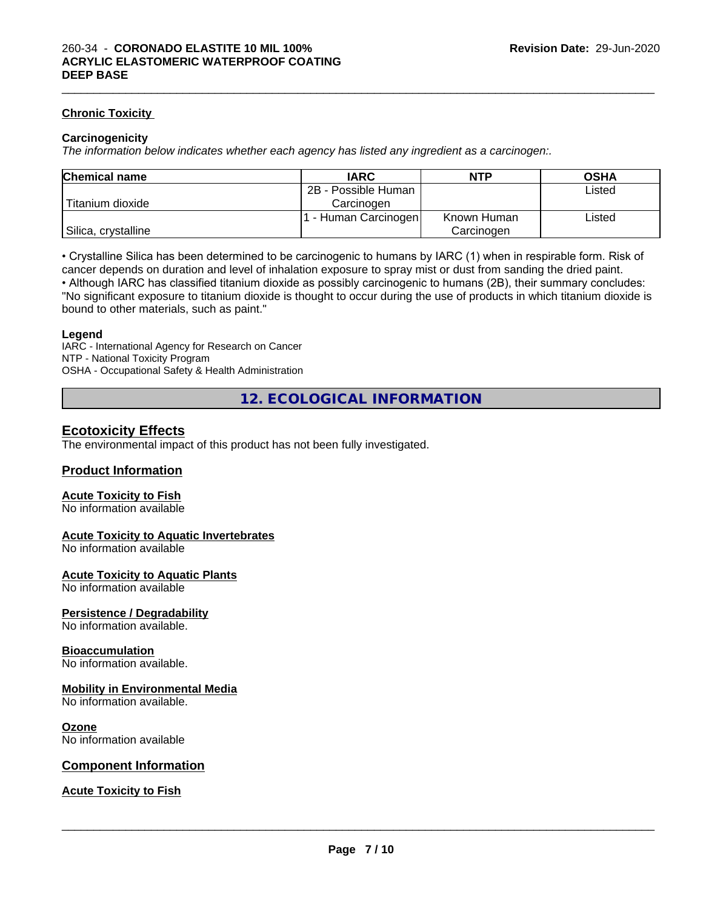#### Chronic Toxicity

**Carcinogenicity**

*The information below indicates whether each agency has listed any ingredient as a carcinogen:.*

| Chemical name | IARC | NTP | OSHA |
|---|---|---|---|
| Titanium dioxide | 2B - Possible Human Carcinogen | | Listed |
| Silica, crystalline | 1 - Human Carcinogen | Known Human Carcinogen | Listed |

• Crystalline Silica has been determined to be carcinogenic to humans by IARC (1) when in respirable form. Risk of cancer depends on duration and level of inhalation exposure to spray mist or dust from sanding the dried paint.
• Although IARC has classified titanium dioxide as possibly carcinogenic to humans (2B), their summary concludes: "No significant exposure to titanium dioxide is thought to occur during the use of products in which titanium dioxide is bound to other materials, such as paint."

**Legend**

IARC - International Agency for Research on Cancer
NTP - National Toxicity Program
OSHA - Occupational Safety & Health Administration

## 12. ECOLOGICAL INFORMATION

### Ecotoxicity Effects

The environmental impact of this product has not been fully investigated.

### Product Information

#### Acute Toxicity to Fish

No information available

#### Acute Toxicity to Aquatic Invertebrates

No information available

#### Acute Toxicity to Aquatic Plants

No information available

#### Persistence / Degradability

No information available.

#### Bioaccumulation

No information available.

#### Mobility in Environmental Media

No information available.

#### Ozone

No information available

### Component Information

#### Acute Toxicity to Fish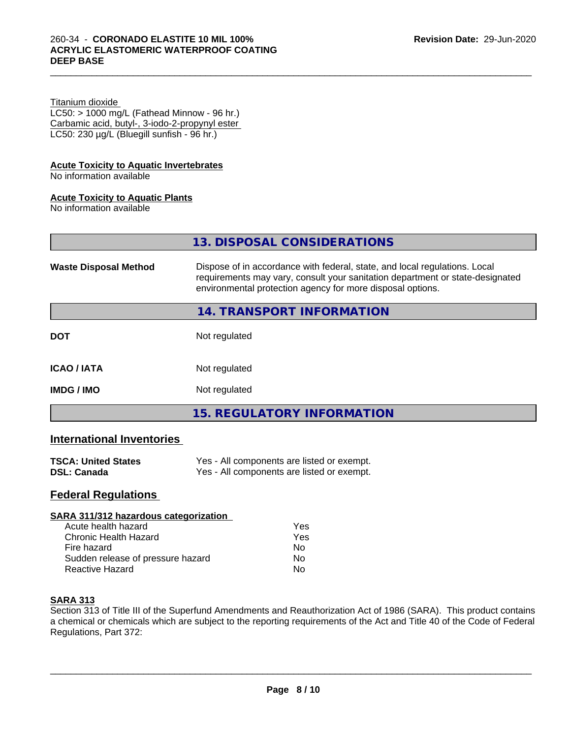Titanium dioxide
LC50: > 1000 mg/L (Fathead Minnow - 96 hr.)
Carbamic acid, butyl-, 3-iodo-2-propynyl ester
LC50: 230 µg/L (Bluegill sunfish - 96 hr.)

**Acute Toxicity to Aquatic Invertebrates**
No information available

**Acute Toxicity to Aquatic Plants**
No information available

## 13. DISPOSAL CONSIDERATIONS

**Waste Disposal Method** — Dispose of in accordance with federal, state, and local regulations. Local requirements may vary, consult your sanitation department or state-designated environmental protection agency for more disposal options.

## 14. TRANSPORT INFORMATION

| | |
|---|---|
| **DOT** | Not regulated |
| **ICAO / IATA** | Not regulated |
| **IMDG / IMO** | Not regulated |

## 15. REGULATORY INFORMATION

### International Inventories

| | |
|---|---|
| **TSCA: United States** | Yes - All components are listed or exempt. |
| **DSL: Canada** | Yes - All components are listed or exempt. |

### Federal Regulations

**SARA 311/312 hazardous categorization**

| | |
|---|---|
| Acute health hazard | Yes |
| Chronic Health Hazard | Yes |
| Fire hazard | No |
| Sudden release of pressure hazard | No |
| Reactive Hazard | No |

**SARA 313**
Section 313 of Title III of the Superfund Amendments and Reauthorization Act of 1986 (SARA). This product contains a chemical or chemicals which are subject to the reporting requirements of the Act and Title 40 of the Code of Federal Regulations, Part 372: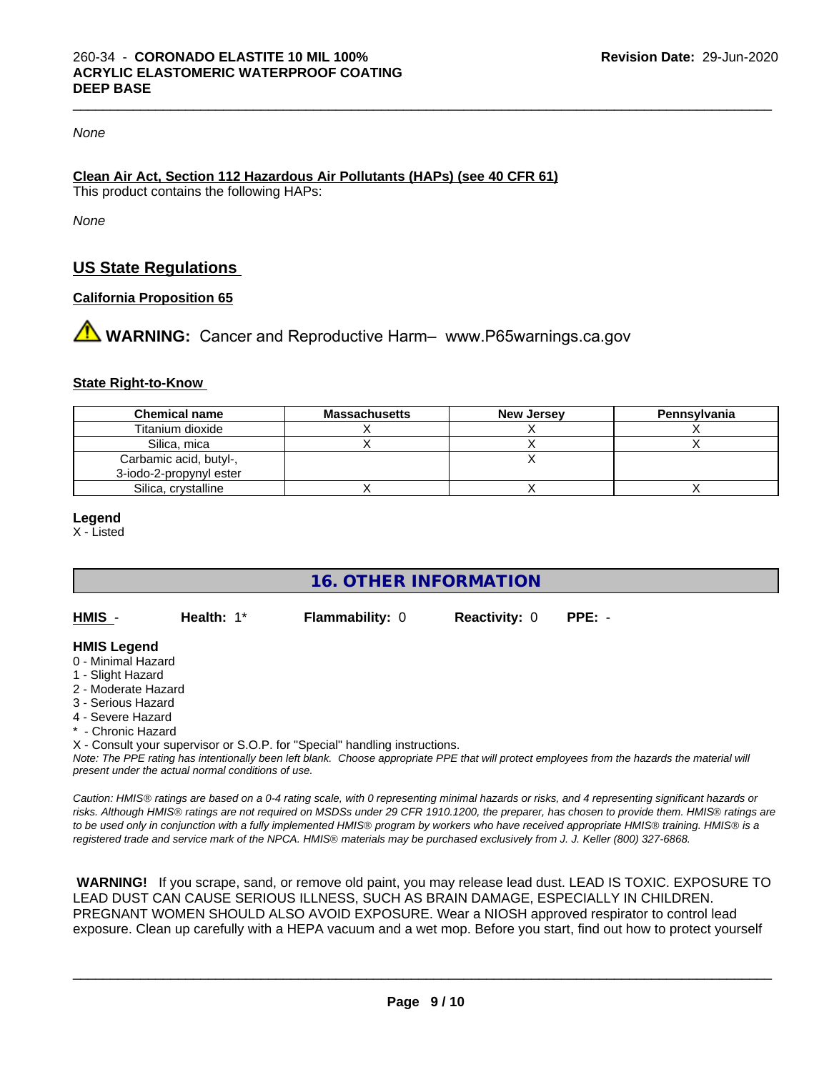*None*

**Clean Air Act, Section 112 Hazardous Air Pollutants (HAPs) (see 40 CFR 61)**
This product contains the following HAPs:

*None*

## US State Regulations

**California Proposition 65**

⚠ **WARNING:** Cancer and Reproductive Harm– www.P65warnings.ca.gov

**State Right-to-Know**

| Chemical name | Massachusetts | New Jersey | Pennsylvania |
|---|---|---|---|
| Titanium dioxide | X | X | X |
| Silica, mica | X | X | X |
| Carbamic acid, butyl-, 3-iodo-2-propynyl ester | | X | |
| Silica, crystalline | X | X | X |

**Legend**
X - Listed

## 16. OTHER INFORMATION

**HMIS** - **Health:** 1* **Flammability:** 0 **Reactivity:** 0 **PPE:** -

**HMIS Legend**
0 - Minimal Hazard
1 - Slight Hazard
2 - Moderate Hazard
3 - Serious Hazard
4 - Severe Hazard
* - Chronic Hazard
X - Consult your supervisor or S.O.P. for "Special" handling instructions.
*Note: The PPE rating has intentionally been left blank. Choose appropriate PPE that will protect employees from the hazards the material will present under the actual normal conditions of use.*

*Caution: HMIS® ratings are based on a 0-4 rating scale, with 0 representing minimal hazards or risks, and 4 representing significant hazards or risks. Although HMIS® ratings are not required on MSDSs under 29 CFR 1910.1200, the preparer, has chosen to provide them. HMIS® ratings are to be used only in conjunction with a fully implemented HMIS® program by workers who have received appropriate HMIS® training. HMIS® is a registered trade and service mark of the NPCA. HMIS® materials may be purchased exclusively from J. J. Keller (800) 327-6868.*

**WARNING!** If you scrape, sand, or remove old paint, you may release lead dust. LEAD IS TOXIC. EXPOSURE TO LEAD DUST CAN CAUSE SERIOUS ILLNESS, SUCH AS BRAIN DAMAGE, ESPECIALLY IN CHILDREN. PREGNANT WOMEN SHOULD ALSO AVOID EXPOSURE. Wear a NIOSH approved respirator to control lead exposure. Clean up carefully with a HEPA vacuum and a wet mop. Before you start, find out how to protect yourself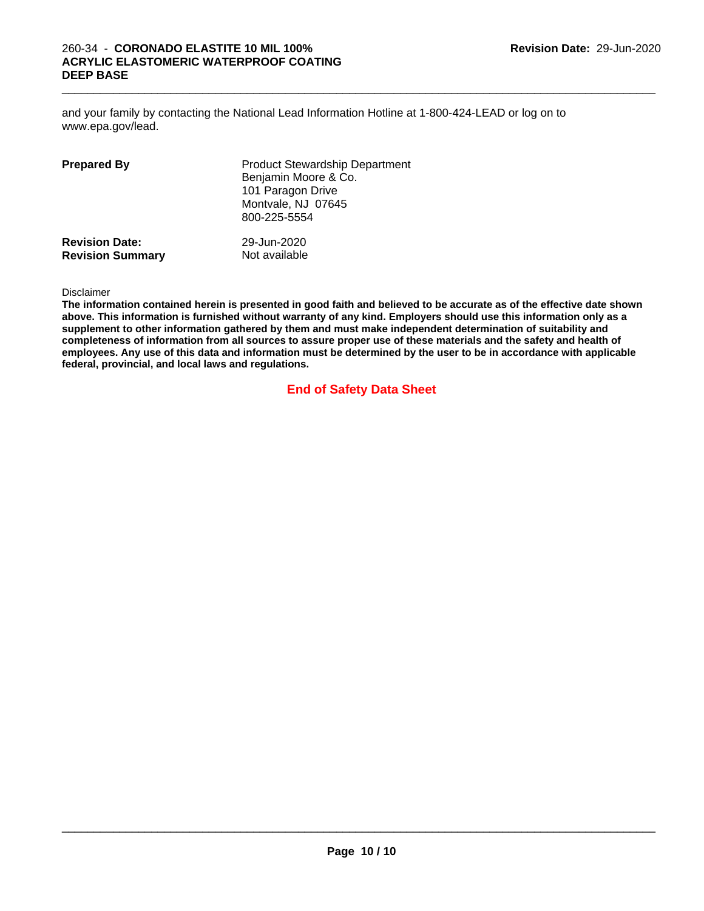and your family by contacting the National Lead Information Hotline at 1-800-424-LEAD or log on to www.epa.gov/lead.

| | |
|---|---|
| **Prepared By** | Product Stewardship Department<br>Benjamin Moore & Co.<br>101 Paragon Drive<br>Montvale, NJ 07645<br>800-225-5554 |
| **Revision Date:** | 29-Jun-2020 |
| **Revision Summary** | Not available |

Disclaimer

**The information contained herein is presented in good faith and believed to be accurate as of the effective date shown above. This information is furnished without warranty of any kind. Employers should use this information only as a supplement to other information gathered by them and must make independent determination of suitability and completeness of information from all sources to assure proper use of these materials and the safety and health of employees. Any use of this data and information must be determined by the user to be in accordance with applicable federal, provincial, and local laws and regulations.**

**End of Safety Data Sheet**